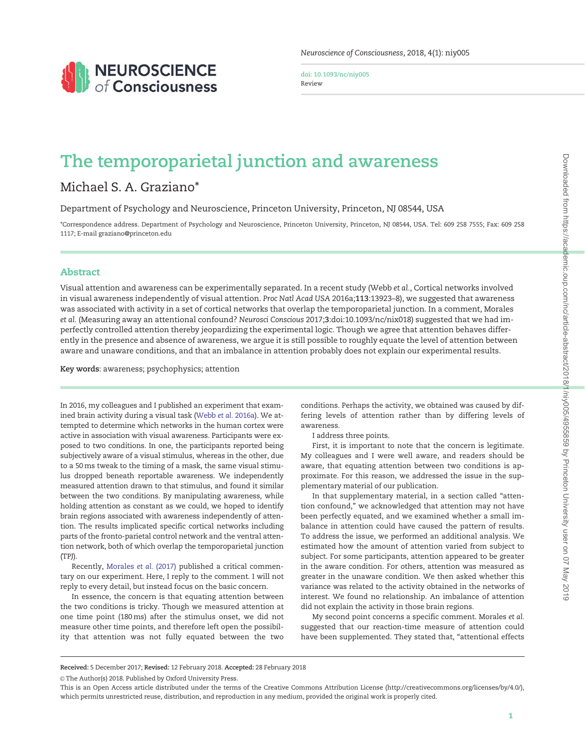# The temporoparietal junction and awareness

Michael S. A. Graziano*

Department of Psychology and Neuroscience, Princeton University, Princeton, NJ 08544, USA

*Correspondence address. Department of Psychology and Neuroscience, Princeton University, Princeton, NJ 08544, USA. Tel: 609 258 7555; Fax: 609 258 1117; E-mail graziano@princeton.edu

## Abstract

Visual attention and awareness can be experimentally separated. In a recent study (Webb *et al.*, Cortical networks involved in visual awareness independently of visual attention. *Proc Natl Acad USA* 2016a;**113**:13923–8), we suggested that awareness was associated with activity in a set of cortical networks that overlap the temporoparietal junction. In a comment, Morales *et al.* (Measuring away an attentional confound? *Neurosci Conscious* 2017;**3**:doi:10.1093/nc/nix018) suggested that we had imperfectly controlled attention thereby jeopardizing the experimental logic. Though we agree that attention behaves differently in the presence and absence of awareness, we argue it is still possible to roughly equate the level of attention between aware and unaware conditions, and that an imbalance in attention probably does not explain our experimental results.

**Key words**: awareness; psychophysics; attention

In 2016, my colleagues and I published an experiment that examined brain activity during a visual task (Webb *et al.* 2016a). We attempted to determine which networks in the human cortex were active in association with visual awareness. Participants were exposed to two conditions. In one, the participants reported being subjectively aware of a visual stimulus, whereas in the other, due to a 50 ms tweak to the timing of a mask, the same visual stimulus dropped beneath reportable awareness. We independently measured attention drawn to that stimulus, and found it similar between the two conditions. By manipulating awareness, while holding attention as constant as we could, we hoped to identify brain regions associated with awareness independently of attention. The results implicated specific cortical networks including parts of the fronto-parietal control network and the ventral attention network, both of which overlap the temporoparietal junction (TPJ).

Recently, Morales *et al.* (2017) published a critical commentary on our experiment. Here, I reply to the comment. I will not reply to every detail, but instead focus on the basic concern.

In essence, the concern is that equating attention between the two conditions is tricky. Though we measured attention at one time point (180 ms) after the stimulus onset, we did not measure other time points, and therefore left open the possibility that attention was not fully equated between the two conditions. Perhaps the activity, we obtained was caused by differing levels of attention rather than by differing levels of awareness.

I address three points.

First, it is important to note that the concern is legitimate. My colleagues and I were well aware, and readers should be aware, that equating attention between two conditions is approximate. For this reason, we addressed the issue in the supplementary material of our publication.

In that supplementary material, in a section called "attention confound," we acknowledged that attention may not have been perfectly equated, and we examined whether a small imbalance in attention could have caused the pattern of results. To address the issue, we performed an additional analysis. We estimated how the amount of attention varied from subject to subject. For some participants, attention appeared to be greater in the aware condition. For others, attention was measured as greater in the unaware condition. We then asked whether this variance was related to the activity obtained in the networks of interest. We found no relationship. An imbalance of attention did not explain the activity in those brain regions.

My second point concerns a specific comment. Morales *et al.* suggested that our reaction-time measure of attention could have been supplemented. They stated that, "attentional effects

**Received:** 5 December 2017; **Revised:** 12 February 2018. **Accepted:** 28 February 2018

© The Author(s) 2018. Published by Oxford University Press.

This is an Open Access article distributed under the terms of the Creative Commons Attribution License (http://creativecommons.org/licenses/by/4.0/), which permits unrestricted reuse, distribution, and reproduction in any medium, provided the original work is properly cited.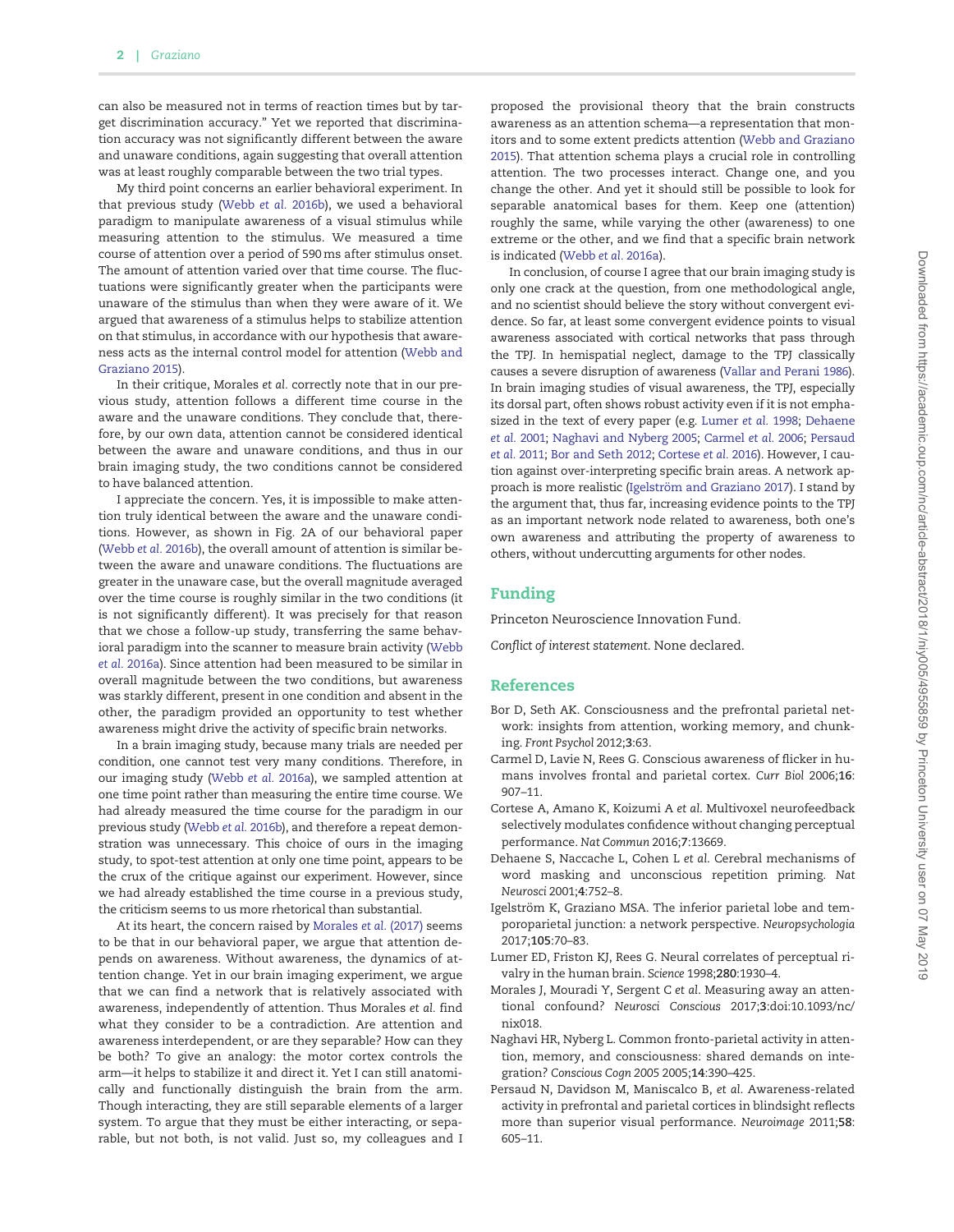can also be measured not in terms of reaction times but by target discrimination accuracy." Yet we reported that discrimination accuracy was not significantly different between the aware and unaware conditions, again suggesting that overall attention was at least roughly comparable between the two trial types.

My third point concerns an earlier behavioral experiment. In that previous study (Webb *et al.* 2016b), we used a behavioral paradigm to manipulate awareness of a visual stimulus while measuring attention to the stimulus. We measured a time course of attention over a period of 590 ms after stimulus onset. The amount of attention varied over that time course. The fluctuations were significantly greater when the participants were unaware of the stimulus than when they were aware of it. We argued that awareness of a stimulus helps to stabilize attention on that stimulus, in accordance with our hypothesis that awareness acts as the internal control model for attention (Webb and Graziano 2015).

In their critique, Morales *et al.* correctly note that in our previous study, attention follows a different time course in the aware and the unaware conditions. They conclude that, therefore, by our own data, attention cannot be considered identical between the aware and unaware conditions, and thus in our brain imaging study, the two conditions cannot be considered to have balanced attention.

I appreciate the concern. Yes, it is impossible to make attention truly identical between the aware and the unaware conditions. However, as shown in Fig. 2A of our behavioral paper (Webb *et al.* 2016b), the overall amount of attention is similar between the aware and unaware conditions. The fluctuations are greater in the unaware case, but the overall magnitude averaged over the time course is roughly similar in the two conditions (it is not significantly different). It was precisely for that reason that we chose a follow-up study, transferring the same behavioral paradigm into the scanner to measure brain activity (Webb *et al.* 2016a). Since attention had been measured to be similar in overall magnitude between the two conditions, but awareness was starkly different, present in one condition and absent in the other, the paradigm provided an opportunity to test whether awareness might drive the activity of specific brain networks.

In a brain imaging study, because many trials are needed per condition, one cannot test very many conditions. Therefore, in our imaging study (Webb *et al.* 2016a), we sampled attention at one time point rather than measuring the entire time course. We had already measured the time course for the paradigm in our previous study (Webb *et al.* 2016b), and therefore a repeat demonstration was unnecessary. This choice of ours in the imaging study, to spot-test attention at only one time point, appears to be the crux of the critique against our experiment. However, since we had already established the time course in a previous study, the criticism seems to us more rhetorical than substantial.

At its heart, the concern raised by Morales *et al.* (2017) seems to be that in our behavioral paper, we argue that attention depends on awareness. Without awareness, the dynamics of attention change. Yet in our brain imaging experiment, we argue that we can find a network that is relatively associated with awareness, independently of attention. Thus Morales *et al.* find what they consider to be a contradiction. Are attention and awareness interdependent, or are they separable? How can they be both? To give an analogy: the motor cortex controls the arm—it helps to stabilize it and direct it. Yet I can still anatomically and functionally distinguish the brain from the arm. Though interacting, they are still separable elements of a larger system. To argue that they must be either interacting, or separable, but not both, is not valid. Just so, my colleagues and I proposed the provisional theory that the brain constructs awareness as an attention schema—a representation that monitors and to some extent predicts attention (Webb and Graziano 2015). That attention schema plays a crucial role in controlling attention. The two processes interact. Change one, and you change the other. And yet it should still be possible to look for separable anatomical bases for them. Keep one (attention) roughly the same, while varying the other (awareness) to one extreme or the other, and we find that a specific brain network is indicated (Webb *et al.* 2016a).

In conclusion, of course I agree that our brain imaging study is only one crack at the question, from one methodological angle, and no scientist should believe the story without convergent evidence. So far, at least some convergent evidence points to visual awareness associated with cortical networks that pass through the TPJ. In hemispatial neglect, damage to the TPJ classically causes a severe disruption of awareness (Vallar and Perani 1986). In brain imaging studies of visual awareness, the TPJ, especially its dorsal part, often shows robust activity even if it is not emphasized in the text of every paper (e.g. Lumer *et al.* 1998; Dehaene *et al.* 2001; Naghavi and Nyberg 2005; Carmel *et al.* 2006; Persaud *et al.* 2011; Bor and Seth 2012; Cortese *et al.* 2016). However, I caution against over-interpreting specific brain areas. A network approach is more realistic (Igelström and Graziano 2017). I stand by the argument that, thus far, increasing evidence points to the TPJ as an important network node related to awareness, both one's own awareness and attributing the property of awareness to others, without undercutting arguments for other nodes.

## Funding

Princeton Neuroscience Innovation Fund.

*Conflict of interest statement.* None declared.

## References

Bor D, Seth AK. Consciousness and the prefrontal parietal network: insights from attention, working memory, and chunking. *Front Psychol* 2012;**3**:63.

Carmel D, Lavie N, Rees G. Conscious awareness of flicker in humans involves frontal and parietal cortex. *Curr Biol* 2006;**16**: 907–11.

Cortese A, Amano K, Koizumi A *et al.* Multivoxel neurofeedback selectively modulates confidence without changing perceptual performance. *Nat Commun* 2016;**7**:13669.

Dehaene S, Naccache L, Cohen L *et al.* Cerebral mechanisms of word masking and unconscious repetition priming. *Nat Neurosci* 2001;**4**:752–8.

Igelström K, Graziano MSA. The inferior parietal lobe and temporoparietal junction: a network perspective. *Neuropsychologia* 2017;**105**:70–83.

Lumer ED, Friston KJ, Rees G. Neural correlates of perceptual rivalry in the human brain. *Science* 1998;**280**:1930–4.

Morales J, Mouradi Y, Sergent C *et al.* Measuring away an attentional confound? *Neurosci Conscious* 2017;**3**:doi:10.1093/nc/nix018.

Naghavi HR, Nyberg L. Common fronto-parietal activity in attention, memory, and consciousness: shared demands on integration? *Conscious Cogn 2005* 2005;**14**:390–425.

Persaud N, Davidson M, Maniscalco B, *et al.* Awareness-related activity in prefrontal and parietal cortices in blindsight reflects more than superior visual performance. *Neuroimage* 2011;**58**: 605–11.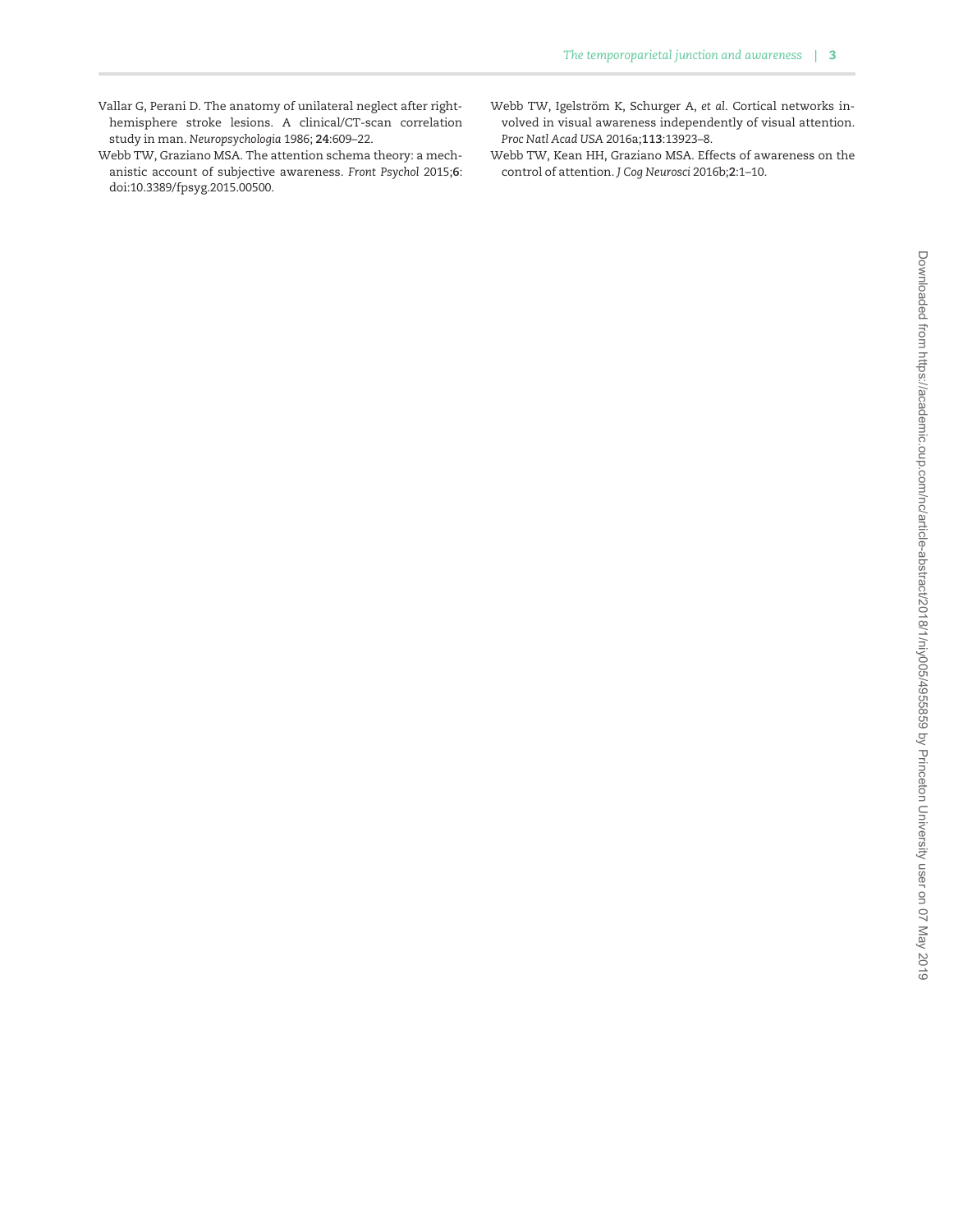Vallar G, Perani D. The anatomy of unilateral neglect after right-hemisphere stroke lesions. A clinical/CT-scan correlation study in man. *Neuropsychologia* 1986; **24**:609–22.

Webb TW, Graziano MSA. The attention schema theory: a mechanistic account of subjective awareness. *Front Psychol* 2015;**6**: doi:10.3389/fpsyg.2015.00500.

Webb TW, Igelström K, Schurger A, *et al*. Cortical networks involved in visual awareness independently of visual attention. *Proc Natl Acad USA* 2016a;**113**:13923–8.

Webb TW, Kean HH, Graziano MSA. Effects of awareness on the control of attention. *J Cog Neurosci* 2016b;**2**:1–10.